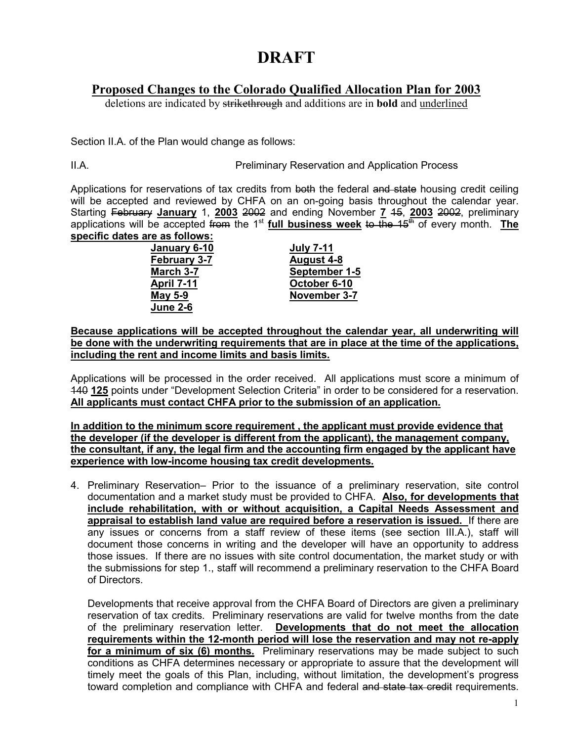# DRAFT

## Proposed Changes to the Colorado Qualified Allocation Plan for 2003

deletions are indicated by ~~strikethrough~~ and additions are in **bold** and <u>underlined</u>

Section II.A. of the Plan would change as follows:

II.A. Preliminary Reservation and Application Process

Applications for reservations of tax credits from ~~both~~ the federal ~~and state~~ housing credit ceiling will be accepted and reviewed by CHFA on an on-going basis throughout the calendar year. Starting ~~February~~ **<u>January</u>** 1, **<u>2003</u>** ~~2002~~ and ending November **<u>7</u>** ~~15~~, **<u>2003</u>** ~~2002~~, preliminary applications will be accepted ~~from~~ the 1st **<u>full business week</u>** ~~to the 15th~~ of every month. **<u>The specific dates are as follows:</u>**

| | |
|---|---|
| **<u>January 6-10</u>** | **<u>July 7-11</u>** |
| **<u>February 3-7</u>** | **<u>August 4-8</u>** |
| **<u>March 3-7</u>** | **<u>September 1-5</u>** |
| **<u>April 7-11</u>** | **<u>October 6-10</u>** |
| **<u>May 5-9</u>** | **<u>November 3-7</u>** |
| **<u>June 2-6</u>** | |

**<u>Because applications will be accepted throughout the calendar year, all underwriting will be done with the underwriting requirements that are in place at the time of the applications, including the rent and income limits and basis limits.</u>**

Applications will be processed in the order received. All applications must score a minimum of ~~140~~ **<u>125</u>** points under "Development Selection Criteria" in order to be considered for a reservation. **<u>All applicants must contact CHFA prior to the submission of an application.</u>**

**<u>In addition to the minimum score requirement , the applicant must provide evidence that the developer (if the developer is different from the applicant), the management company, the consultant, if any, the legal firm and the accounting firm engaged by the applicant have experience with low-income housing tax credit developments.</u>**

4. Preliminary Reservation– Prior to the issuance of a preliminary reservation, site control documentation and a market study must be provided to CHFA. **<u>Also, for developments that include rehabilitation, with or without acquisition, a Capital Needs Assessment and appraisal to establish land value are required before a reservation is issued.</u>** If there are any issues or concerns from a staff review of these items (see section III.A.), staff will document those concerns in writing and the developer will have an opportunity to address those issues. If there are no issues with site control documentation, the market study or with the submissions for step 1., staff will recommend a preliminary reservation to the CHFA Board of Directors.

   Developments that receive approval from the CHFA Board of Directors are given a preliminary reservation of tax credits. Preliminary reservations are valid for twelve months from the date of the preliminary reservation letter. **<u>Developments that do not meet the allocation requirements within the 12-month period will lose the reservation and may not re-apply for a minimum of six (6) months.</u>** Preliminary reservations may be made subject to such conditions as CHFA determines necessary or appropriate to assure that the development will timely meet the goals of this Plan, including, without limitation, the development's progress toward completion and compliance with CHFA and federal ~~and state tax credit~~ requirements.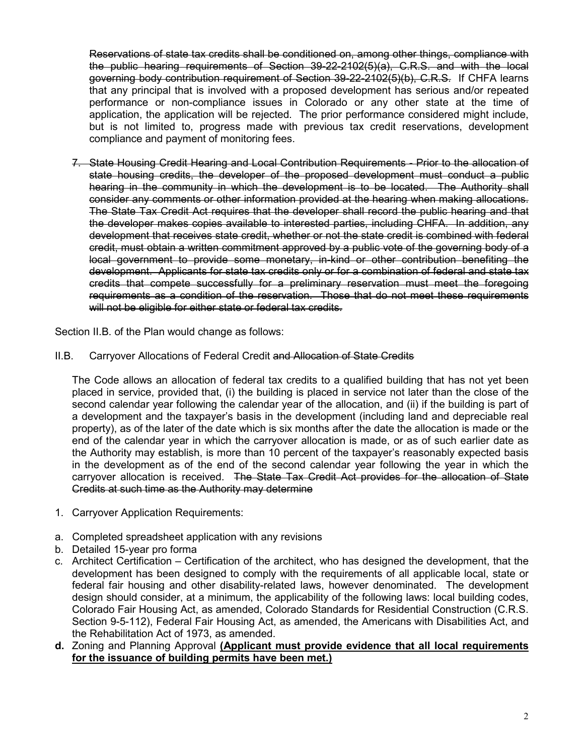~~Reservations of state tax credits shall be conditioned on, among other things, compliance with the public hearing requirements of Section 39-22-2102(5)(a), C.R.S. and with the local governing body contribution requirement of Section 39-22-2102(5)(b), C.R.S.~~ If CHFA learns that any principal that is involved with a proposed development has serious and/or repeated performance or non-compliance issues in Colorado or any other state at the time of application, the application will be rejected. The prior performance considered might include, but is not limited to, progress made with previous tax credit reservations, development compliance and payment of monitoring fees.

7. ~~State Housing Credit Hearing and Local Contribution Requirements - Prior to the allocation of state housing credits, the developer of the proposed development must conduct a public hearing in the community in which the development is to be located. The Authority shall consider any comments or other information provided at the hearing when making allocations. The State Tax Credit Act requires that the developer shall record the public hearing and that the developer makes copies available to interested parties, including CHFA. In addition, any development that receives state credit, whether or not the state credit is combined with federal credit, must obtain a written commitment approved by a public vote of the governing body of a local government to provide some monetary, in-kind or other contribution benefiting the development. Applicants for state tax credits only or for a combination of federal and state tax credits that compete successfully for a preliminary reservation must meet the foregoing requirements as a condition of the reservation. Those that do not meet these requirements will not be eligible for either state or federal tax credits.~~

Section II.B. of the Plan would change as follows:

II.B. Carryover Allocations of Federal Credit ~~and Allocation of State Credits~~

The Code allows an allocation of federal tax credits to a qualified building that has not yet been placed in service, provided that, (i) the building is placed in service not later than the close of the second calendar year following the calendar year of the allocation, and (ii) if the building is part of a development and the taxpayer's basis in the development (including land and depreciable real property), as of the later of the date which is six months after the date the allocation is made or the end of the calendar year in which the carryover allocation is made, or as of such earlier date as the Authority may establish, is more than 10 percent of the taxpayer's reasonably expected basis in the development as of the end of the second calendar year following the year in which the carryover allocation is received. ~~The State Tax Credit Act provides for the allocation of State Credits at such time as the Authority may determine~~

1. Carryover Application Requirements:

a. Completed spreadsheet application with any revisions
b. Detailed 15-year pro forma
c. Architect Certification – Certification of the architect, who has designed the development, that the development has been designed to comply with the requirements of all applicable local, state or federal fair housing and other disability-related laws, however denominated. The development design should consider, at a minimum, the applicability of the following laws: local building codes, Colorado Fair Housing Act, as amended, Colorado Standards for Residential Construction (C.R.S. Section 9-5-112), Federal Fair Housing Act, as amended, the Americans with Disabilities Act, and the Rehabilitation Act of 1973, as amended.
**d.** Zoning and Planning Approval **<u>(Applicant must provide evidence that all local requirements for the issuance of building permits have been met.)</u>**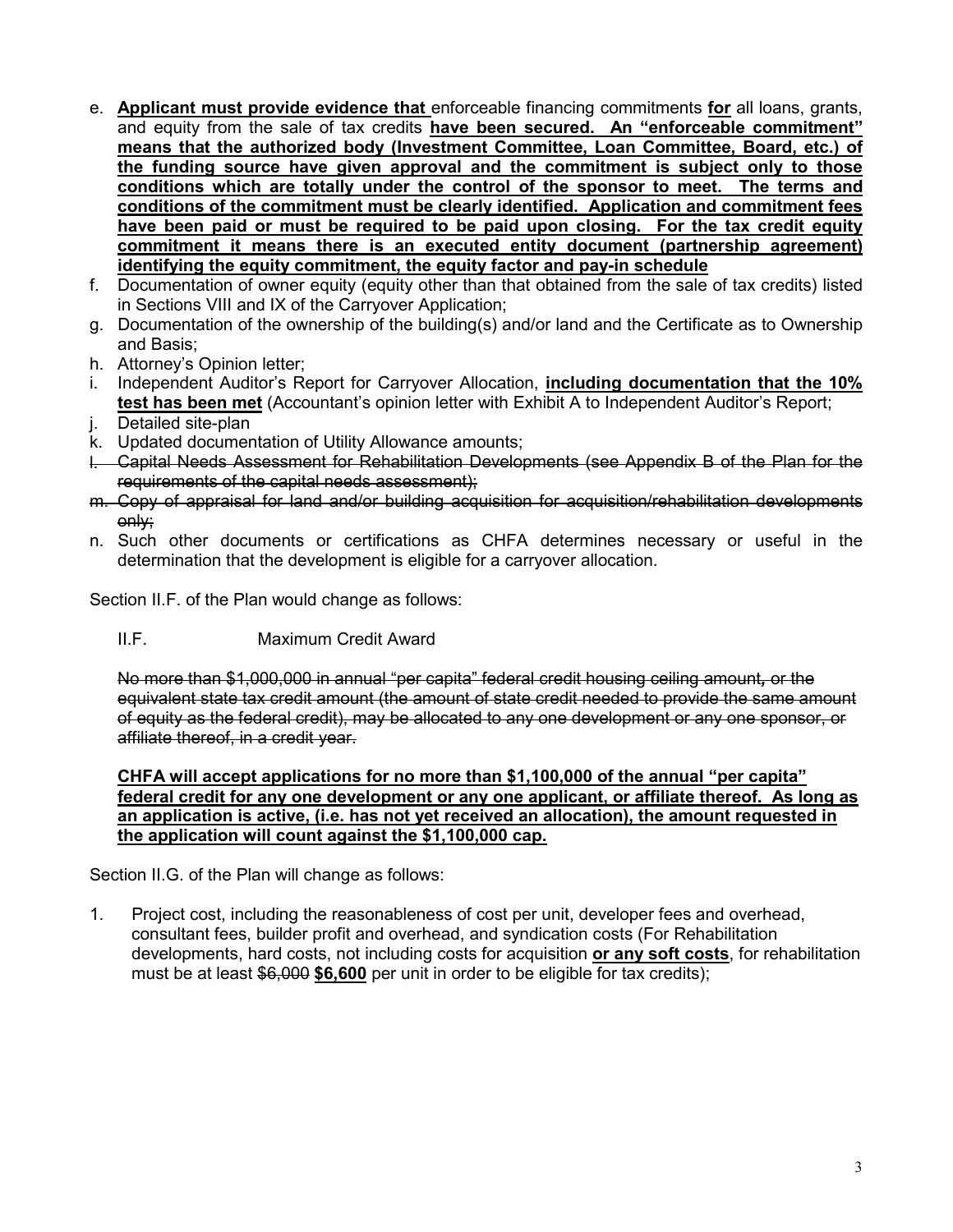e. **<u>Applicant must provide evidence that</u>** enforceable financing commitments **<u>for</u>** all loans, grants, and equity from the sale of tax credits **<u>have been secured. An "enforceable commitment" means that the authorized body (Investment Committee, Loan Committee, Board, etc.) of the funding source have given approval and the commitment is subject only to those conditions which are totally under the control of the sponsor to meet. The terms and conditions of the commitment must be clearly identified. Application and commitment fees have been paid or must be required to be paid upon closing. For the tax credit equity commitment it means there is an executed entity document (partnership agreement) identifying the equity commitment, the equity factor and pay-in schedule</u>**

f. Documentation of owner equity (equity other than that obtained from the sale of tax credits) listed in Sections VIII and IX of the Carryover Application;

g. Documentation of the ownership of the building(s) and/or land and the Certificate as to Ownership and Basis;

h. Attorney's Opinion letter;

i. Independent Auditor's Report for Carryover Allocation, **<u>including documentation that the 10% test has been met</u>** (Accountant's opinion letter with Exhibit A to Independent Auditor's Report;

j. Detailed site-plan

k. Updated documentation of Utility Allowance amounts;

~~l. Capital Needs Assessment for Rehabilitation Developments (see Appendix B of the Plan for the requirements of the capital needs assessment);~~

~~m. Copy of appraisal for land and/or building acquisition for acquisition/rehabilitation developments only;~~

n. Such other documents or certifications as CHFA determines necessary or useful in the determination that the development is eligible for a carryover allocation.

Section II.F. of the Plan would change as follows:

II.F. Maximum Credit Award

~~No more than $1,000,000 in annual "per capita" federal credit housing ceiling amount, or the equivalent state tax credit amount (the amount of state credit needed to provide the same amount of equity as the federal credit), may be allocated to any one development or any one sponsor, or affiliate thereof, in a credit year.~~

**<u>CHFA will accept applications for no more than $1,100,000 of the annual "per capita" federal credit for any one development or any one applicant, or affiliate thereof. As long as an application is active, (i.e. has not yet received an allocation), the amount requested in the application will count against the $1,100,000 cap.</u>**

Section II.G. of the Plan will change as follows:

1. Project cost, including the reasonableness of cost per unit, developer fees and overhead, consultant fees, builder profit and overhead, and syndication costs (For Rehabilitation developments, hard costs, not including costs for acquisition **<u>or any soft costs</u>**, for rehabilitation must be at least ~~$6,000~~ **$6,600** per unit in order to be eligible for tax credits);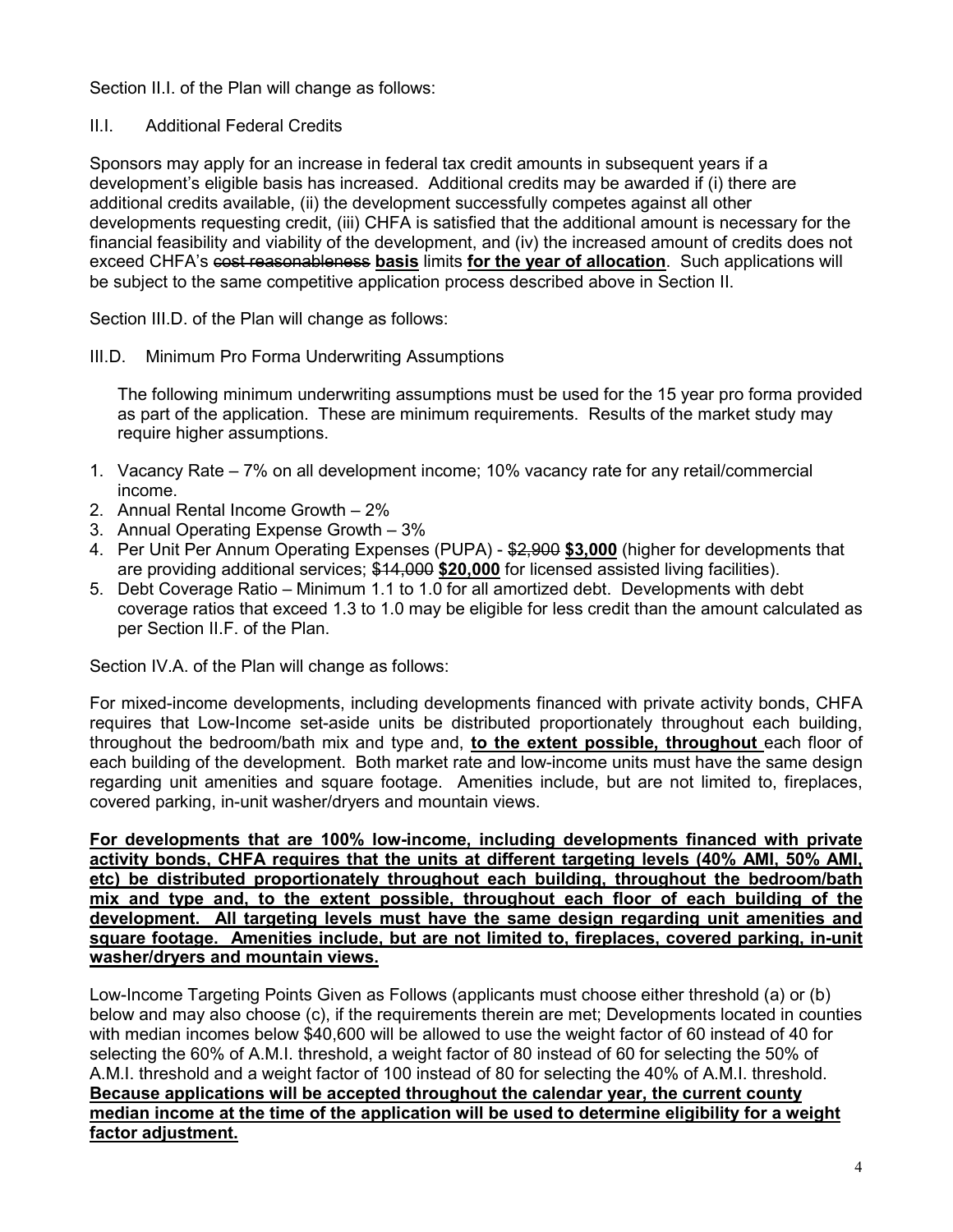Section II.I. of the Plan will change as follows:

II.I. Additional Federal Credits

Sponsors may apply for an increase in federal tax credit amounts in subsequent years if a development's eligible basis has increased. Additional credits may be awarded if (i) there are additional credits available, (ii) the development successfully competes against all other developments requesting credit, (iii) CHFA is satisfied that the additional amount is necessary for the financial feasibility and viability of the development, and (iv) the increased amount of credits does not exceed CHFA's ~~cost reasonableness~~ **<u>basis</u>** limits **<u>for the year of allocation</u>**. Such applications will be subject to the same competitive application process described above in Section II.

Section III.D. of the Plan will change as follows:

III.D. Minimum Pro Forma Underwriting Assumptions

The following minimum underwriting assumptions must be used for the 15 year pro forma provided as part of the application. These are minimum requirements. Results of the market study may require higher assumptions.

1. Vacancy Rate – 7% on all development income; 10% vacancy rate for any retail/commercial income.
2. Annual Rental Income Growth – 2%
3. Annual Operating Expense Growth – 3%
4. Per Unit Per Annum Operating Expenses (PUPA) - ~~$2,900~~ **$3,000** (higher for developments that are providing additional services; ~~$14,000~~ **$20,000** for licensed assisted living facilities).
5. Debt Coverage Ratio – Minimum 1.1 to 1.0 for all amortized debt. Developments with debt coverage ratios that exceed 1.3 to 1.0 may be eligible for less credit than the amount calculated as per Section II.F. of the Plan.

Section IV.A. of the Plan will change as follows:

For mixed-income developments, including developments financed with private activity bonds, CHFA requires that Low-Income set-aside units be distributed proportionately throughout each building, throughout the bedroom/bath mix and type and, **<u>to the extent possible, throughout</u>** each floor of each building of the development. Both market rate and low-income units must have the same design regarding unit amenities and square footage. Amenities include, but are not limited to, fireplaces, covered parking, in-unit washer/dryers and mountain views.

**<u>For developments that are 100% low-income, including developments financed with private activity bonds, CHFA requires that the units at different targeting levels (40% AMI, 50% AMI, etc) be distributed proportionately throughout each building, throughout the bedroom/bath mix and type and, to the extent possible, throughout each floor of each building of the development. All targeting levels must have the same design regarding unit amenities and square footage. Amenities include, but are not limited to, fireplaces, covered parking, in-unit washer/dryers and mountain views.</u>**

Low-Income Targeting Points Given as Follows (applicants must choose either threshold (a) or (b) below and may also choose (c), if the requirements therein are met; Developments located in counties with median incomes below $40,600 will be allowed to use the weight factor of 60 instead of 40 for selecting the 60% of A.M.I. threshold, a weight factor of 80 instead of 60 for selecting the 50% of A.M.I. threshold and a weight factor of 100 instead of 80 for selecting the 40% of A.M.I. threshold. **<u>Because applications will be accepted throughout the calendar year, the current county median income at the time of the application will be used to determine eligibility for a weight factor adjustment.</u>**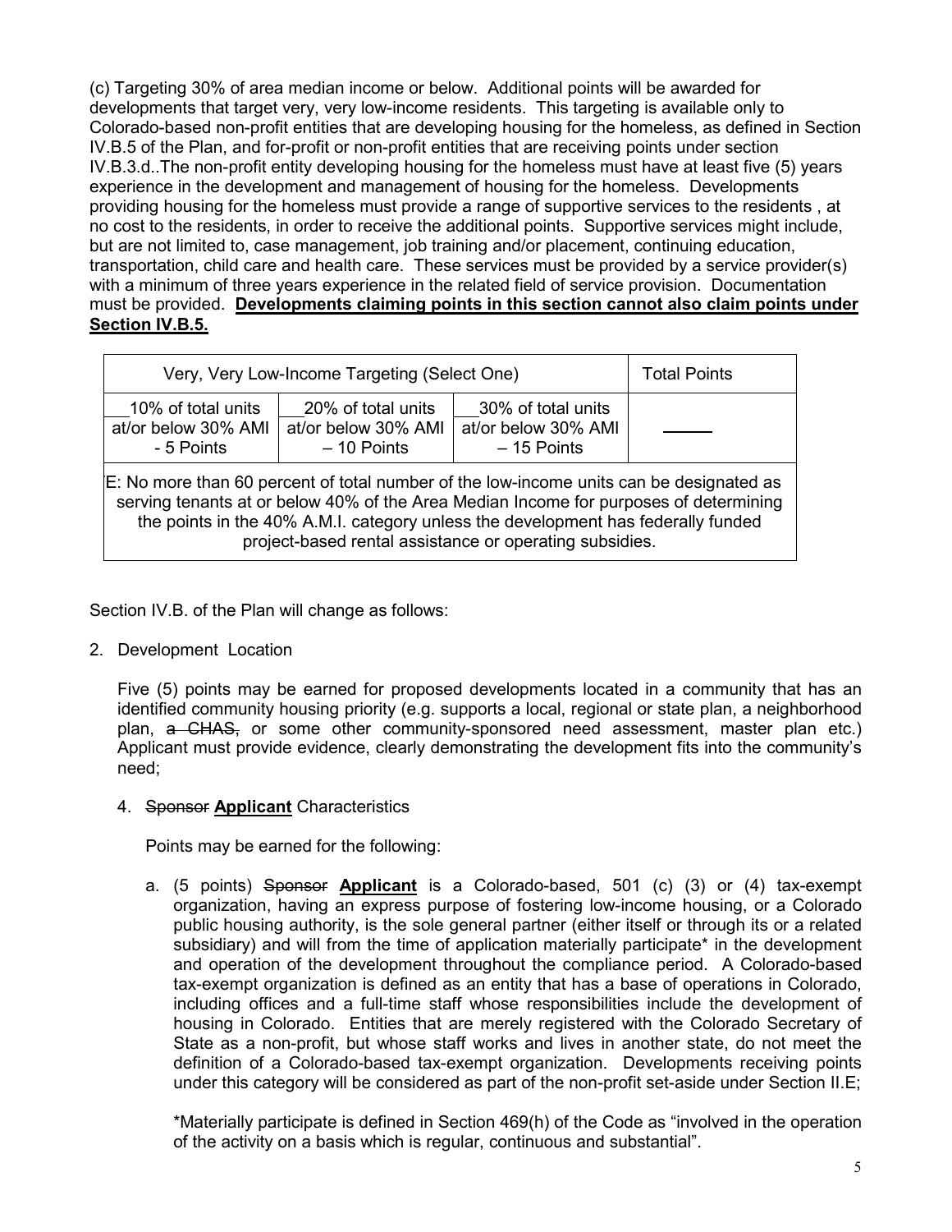(c) Targeting 30% of area median income or below. Additional points will be awarded for developments that target very, very low-income residents. This targeting is available only to Colorado-based non-profit entities that are developing housing for the homeless, as defined in Section IV.B.5 of the Plan, and for-profit or non-profit entities that are receiving points under section IV.B.3.d..The non-profit entity developing housing for the homeless must have at least five (5) years experience in the development and management of housing for the homeless. Developments providing housing for the homeless must provide a range of supportive services to the residents , at no cost to the residents, in order to receive the additional points. Supportive services might include, but are not limited to, case management, job training and/or placement, continuing education, transportation, child care and health care. These services must be provided by a service provider(s) with a minimum of three years experience in the related field of service provision. Documentation must be provided. **Developments claiming points in this section cannot also claim points under Section IV.B.5.**

| Very, Very Low-Income Targeting (Select One) | | | Total Points |
|---|---|---|---|
| ___10% of total units at/or below 30% AMI - 5 Points | ___20% of total units at/or below 30% AMI – 10 Points | ___30% of total units at/or below 30% AMI – 15 Points | _____ |
| E: No more than 60 percent of total number of the low-income units can be designated as serving tenants at or below 40% of the Area Median Income for purposes of determining the points in the 40% A.M.I. category unless the development has federally funded project-based rental assistance or operating subsidies. | | | |

Section IV.B. of the Plan will change as follows:

2. Development Location

   Five (5) points may be earned for proposed developments located in a community that has an identified community housing priority (e.g. supports a local, regional or state plan, a neighborhood plan, ~~a CHAS,~~ or some other community-sponsored need assessment, master plan etc.) Applicant must provide evidence, clearly demonstrating the development fits into the community's need;

4. ~~Sponsor~~ **Applicant** Characteristics

   Points may be earned for the following:

   a. (5 points) ~~Sponsor~~ **Applicant** is a Colorado-based, 501 (c) (3) or (4) tax-exempt organization, having an express purpose of fostering low-income housing, or a Colorado public housing authority, is the sole general partner (either itself or through its or a related subsidiary) and will from the time of application materially participate* in the development and operation of the development throughout the compliance period. A Colorado-based tax-exempt organization is defined as an entity that has a base of operations in Colorado, including offices and a full-time staff whose responsibilities include the development of housing in Colorado. Entities that are merely registered with the Colorado Secretary of State as a non-profit, but whose staff works and lives in another state, do not meet the definition of a Colorado-based tax-exempt organization. Developments receiving points under this category will be considered as part of the non-profit set-aside under Section II.E;

   *Materially participate is defined in Section 469(h) of the Code as "involved in the operation of the activity on a basis which is regular, continuous and substantial".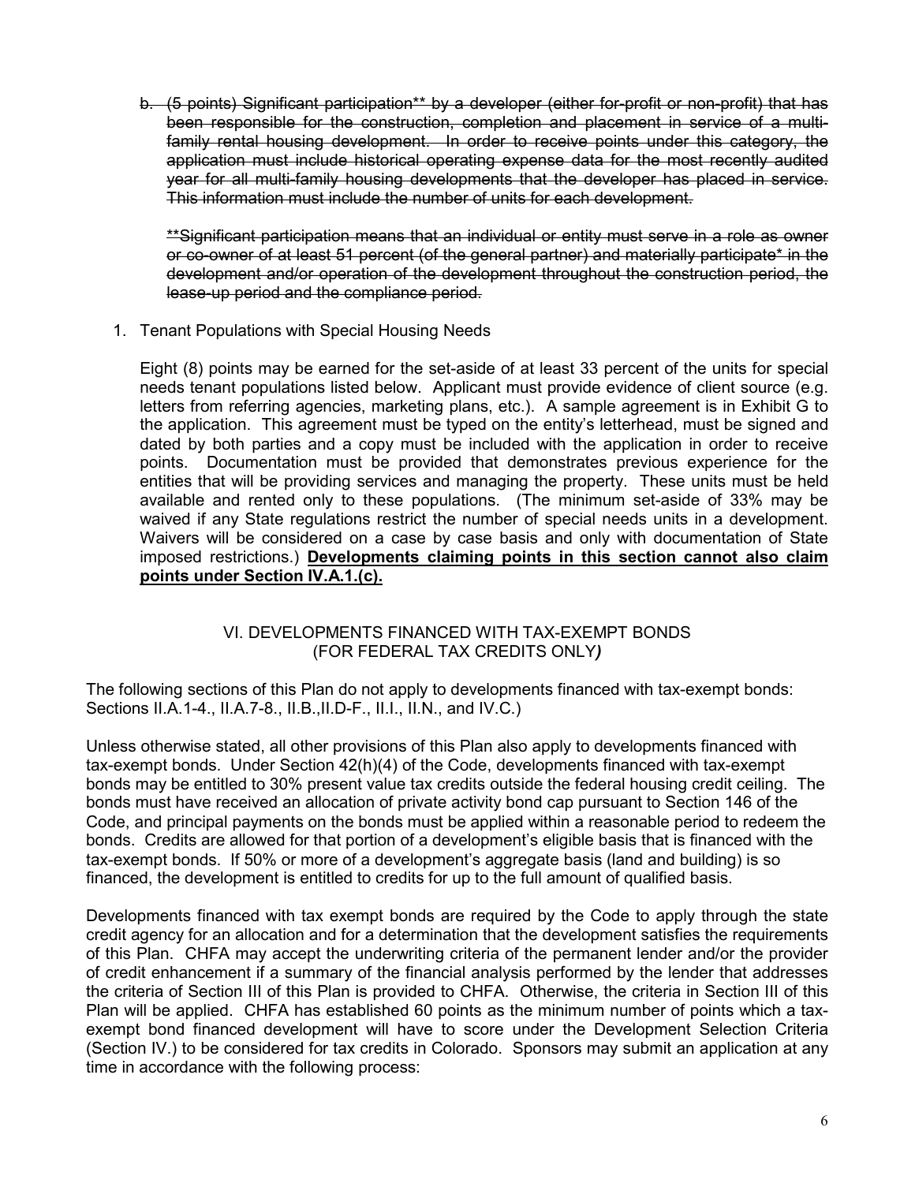b. ~~(5 points) Significant participation** by a developer (either for-profit or non-profit) that has been responsible for the construction, completion and placement in service of a multi-family rental housing development. In order to receive points under this category, the application must include historical operating expense data for the most recently audited year for all multi-family housing developments that the developer has placed in service. This information must include the number of units for each development.~~

~~**Significant participation means that an individual or entity must serve in a role as owner or co-owner of at least 51 percent (of the general partner) and materially participate* in the development and/or operation of the development throughout the construction period, the lease-up period and the compliance period.~~

1. Tenant Populations with Special Housing Needs

   Eight (8) points may be earned for the set-aside of at least 33 percent of the units for special needs tenant populations listed below. Applicant must provide evidence of client source (e.g. letters from referring agencies, marketing plans, etc.). A sample agreement is in Exhibit G to the application. This agreement must be typed on the entity's letterhead, must be signed and dated by both parties and a copy must be included with the application in order to receive points. Documentation must be provided that demonstrates previous experience for the entities that will be providing services and managing the property. These units must be held available and rented only to these populations. (The minimum set-aside of 33% may be waived if any State regulations restrict the number of special needs units in a development. Waivers will be considered on a case by case basis and only with documentation of State imposed restrictions.) **<u>Developments claiming points in this section cannot also claim points under Section IV.A.1.(c).</u>**

## VI. DEVELOPMENTS FINANCED WITH TAX-EXEMPT BONDS (FOR FEDERAL TAX CREDITS ONLY*)*

The following sections of this Plan do not apply to developments financed with tax-exempt bonds: Sections II.A.1-4., II.A.7-8., II.B.,II.D-F., II.I., II.N., and IV.C.)

Unless otherwise stated, all other provisions of this Plan also apply to developments financed with tax-exempt bonds. Under Section 42(h)(4) of the Code, developments financed with tax-exempt bonds may be entitled to 30% present value tax credits outside the federal housing credit ceiling. The bonds must have received an allocation of private activity bond cap pursuant to Section 146 of the Code, and principal payments on the bonds must be applied within a reasonable period to redeem the bonds. Credits are allowed for that portion of a development's eligible basis that is financed with the tax-exempt bonds. If 50% or more of a development's aggregate basis (land and building) is so financed, the development is entitled to credits for up to the full amount of qualified basis.

Developments financed with tax exempt bonds are required by the Code to apply through the state credit agency for an allocation and for a determination that the development satisfies the requirements of this Plan. CHFA may accept the underwriting criteria of the permanent lender and/or the provider of credit enhancement if a summary of the financial analysis performed by the lender that addresses the criteria of Section III of this Plan is provided to CHFA. Otherwise, the criteria in Section III of this Plan will be applied. CHFA has established 60 points as the minimum number of points which a tax-exempt bond financed development will have to score under the Development Selection Criteria (Section IV.) to be considered for tax credits in Colorado. Sponsors may submit an application at any time in accordance with the following process: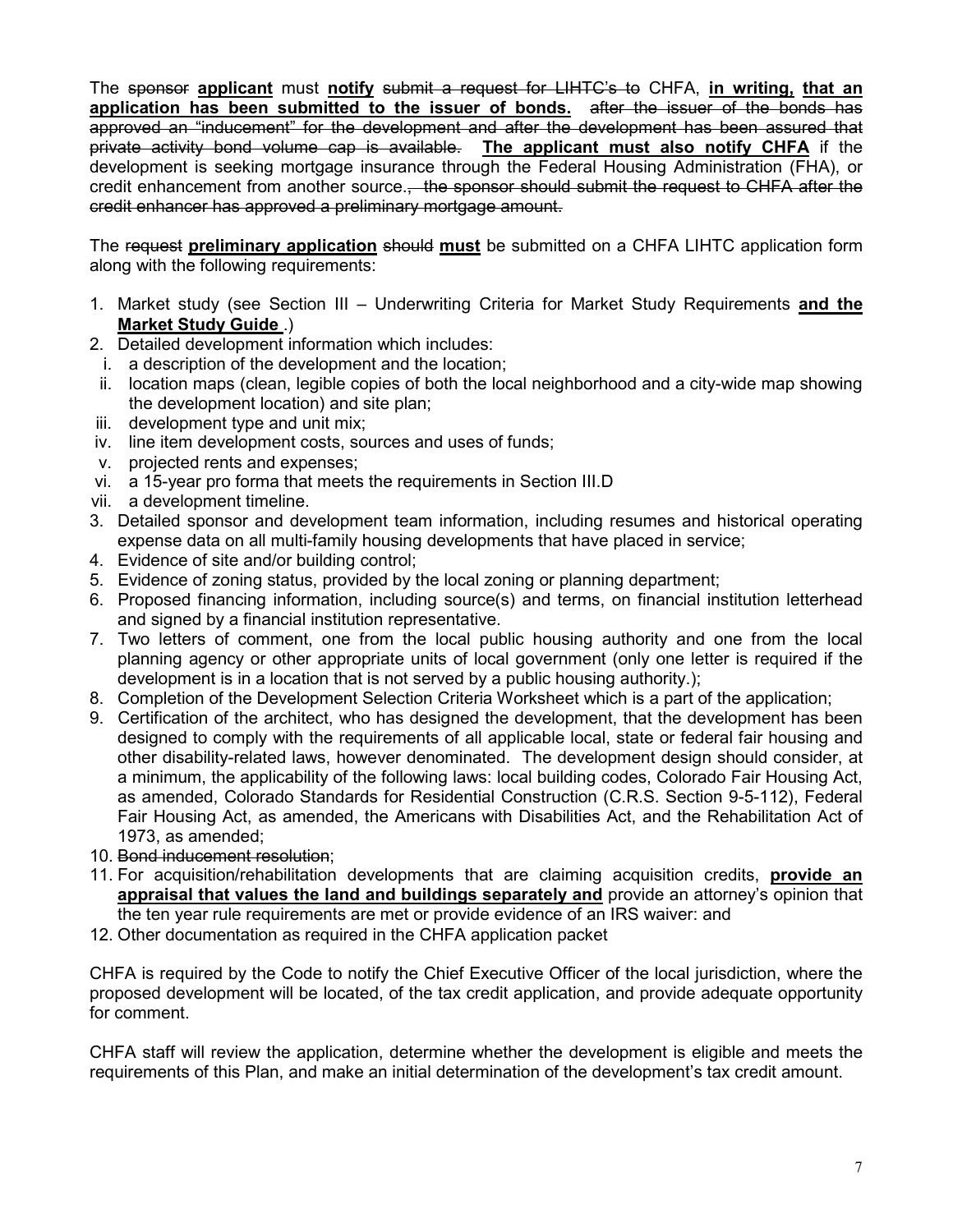The ~~sponsor~~ **applicant** must **notify** ~~submit a request for LIHTC's to~~ CHFA, **in writing, that an application has been submitted to the issuer of bonds.** ~~after the issuer of the bonds has approved an "inducement" for the development and after the development has been assured that private activity bond volume cap is available.~~ **The applicant must also notify CHFA** if the development is seeking mortgage insurance through the Federal Housing Administration (FHA), or credit enhancement from another source.~~, the sponsor should submit the request to CHFA after the credit enhancer has approved a preliminary mortgage amount.~~

The ~~request~~ **preliminary application** ~~should~~ **must** be submitted on a CHFA LIHTC application form along with the following requirements:

1. Market study (see Section III – Underwriting Criteria for Market Study Requirements **and the Market Study Guide** .)
2. Detailed development information which includes:
   i. a description of the development and the location;
   ii. location maps (clean, legible copies of both the local neighborhood and a city-wide map showing the development location) and site plan;
   iii. development type and unit mix;
   iv. line item development costs, sources and uses of funds;
   v. projected rents and expenses;
   vi. a 15-year pro forma that meets the requirements in Section III.D
   vii. a development timeline.
3. Detailed sponsor and development team information, including resumes and historical operating expense data on all multi-family housing developments that have placed in service;
4. Evidence of site and/or building control;
5. Evidence of zoning status, provided by the local zoning or planning department;
6. Proposed financing information, including source(s) and terms, on financial institution letterhead and signed by a financial institution representative.
7. Two letters of comment, one from the local public housing authority and one from the local planning agency or other appropriate units of local government (only one letter is required if the development is in a location that is not served by a public housing authority.);
8. Completion of the Development Selection Criteria Worksheet which is a part of the application;
9. Certification of the architect, who has designed the development, that the development has been designed to comply with the requirements of all applicable local, state or federal fair housing and other disability-related laws, however denominated. The development design should consider, at a minimum, the applicability of the following laws: local building codes, Colorado Fair Housing Act, as amended, Colorado Standards for Residential Construction (C.R.S. Section 9-5-112), Federal Fair Housing Act, as amended, the Americans with Disabilities Act, and the Rehabilitation Act of 1973, as amended;
10. ~~Bond inducement resolution~~;
11. For acquisition/rehabilitation developments that are claiming acquisition credits, **provide an appraisal that values the land and buildings separately and** provide an attorney's opinion that the ten year rule requirements are met or provide evidence of an IRS waiver: and
12. Other documentation as required in the CHFA application packet

CHFA is required by the Code to notify the Chief Executive Officer of the local jurisdiction, where the proposed development will be located, of the tax credit application, and provide adequate opportunity for comment.

CHFA staff will review the application, determine whether the development is eligible and meets the requirements of this Plan, and make an initial determination of the development's tax credit amount.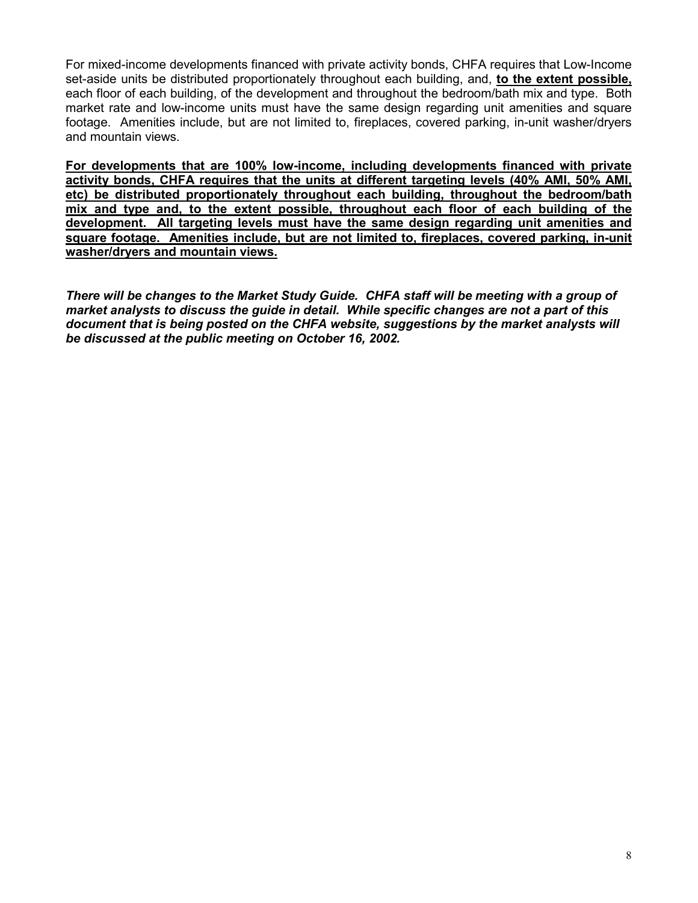For mixed-income developments financed with private activity bonds, CHFA requires that Low-Income set-aside units be distributed proportionately throughout each building, and, **<u>to the extent possible,</u>** each floor of each building, of the development and throughout the bedroom/bath mix and type. Both market rate and low-income units must have the same design regarding unit amenities and square footage. Amenities include, but are not limited to, fireplaces, covered parking, in-unit washer/dryers and mountain views.

**<u>For developments that are 100% low-income, including developments financed with private activity bonds, CHFA requires that the units at different targeting levels (40% AMI, 50% AMI, etc) be distributed proportionately throughout each building, throughout the bedroom/bath mix and type and, to the extent possible, throughout each floor of each building of the development. All targeting levels must have the same design regarding unit amenities and square footage. Amenities include, but are not limited to, fireplaces, covered parking, in-unit washer/dryers and mountain views.</u>**

***There will be changes to the Market Study Guide. CHFA staff will be meeting with a group of market analysts to discuss the guide in detail. While specific changes are not a part of this document that is being posted on the CHFA website, suggestions by the market analysts will be discussed at the public meeting on October 16, 2002.***